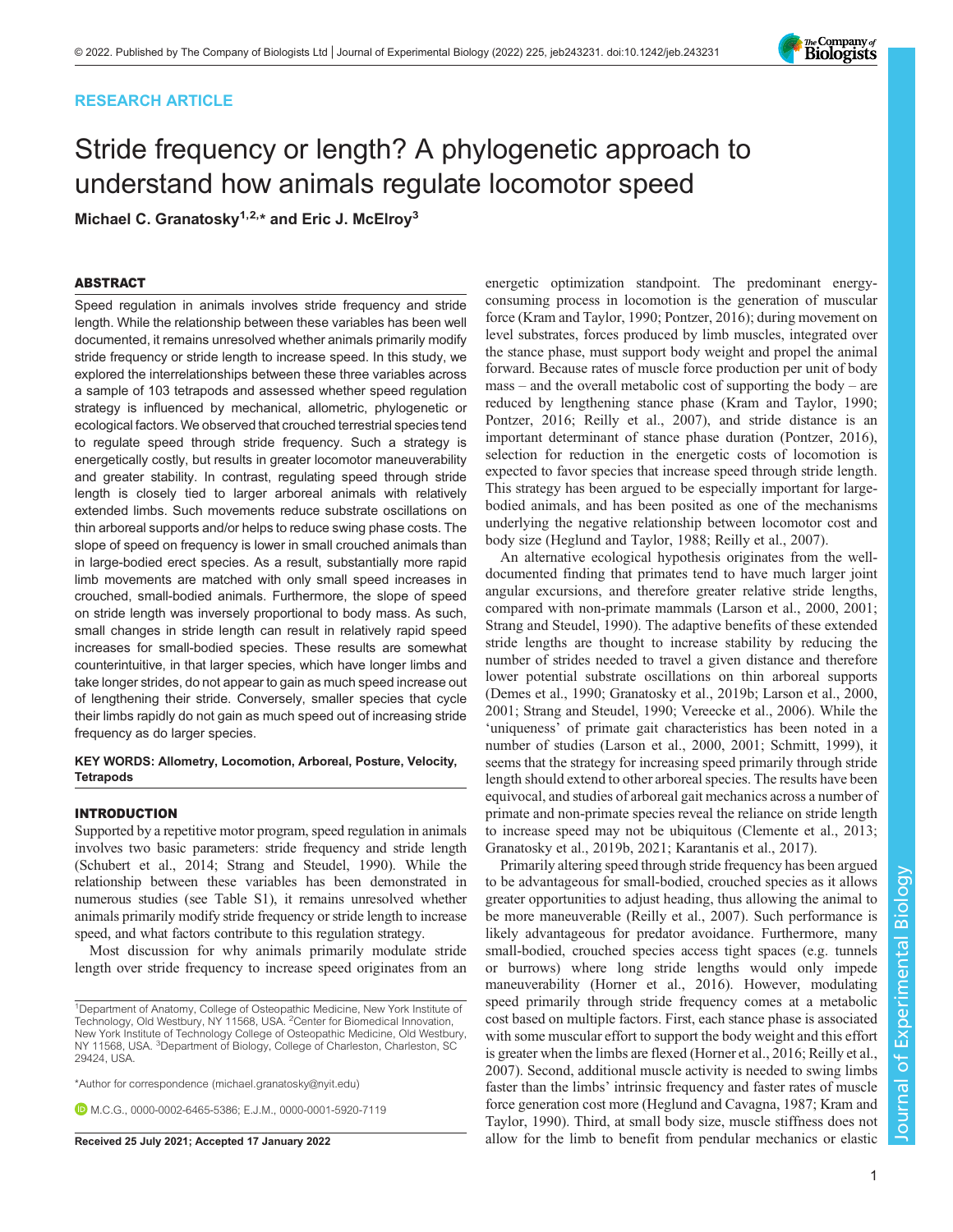RESEARCH ARTICLE

# Stride frequency or length? A phylogenetic approach to understand how animals regulate locomotor speed

**Michael C. Granatosky[1,2,*] and Eric J. McElroy[3]**

## ABSTRACT

Speed regulation in animals involves stride frequency and stride length. While the relationship between these variables has been well documented, it remains unresolved whether animals primarily modify stride frequency or stride length to increase speed. In this study, we explored the interrelationships between these three variables across a sample of 103 tetrapods and assessed whether speed regulation strategy is influenced by mechanical, allometric, phylogenetic or ecological factors. We observed that crouched terrestrial species tend to regulate speed through stride frequency. Such a strategy is energetically costly, but results in greater locomotor maneuverability and greater stability. In contrast, regulating speed through stride length is closely tied to larger arboreal animals with relatively extended limbs. Such movements reduce substrate oscillations on thin arboreal supports and/or helps to reduce swing phase costs. The slope of speed on frequency is lower in small crouched animals than in large-bodied erect species. As a result, substantially more rapid limb movements are matched with only small speed increases in crouched, small-bodied animals. Furthermore, the slope of speed on stride length was inversely proportional to body mass. As such, small changes in stride length can result in relatively rapid speed increases for small-bodied species. These results are somewhat counterintuitive, in that larger species, which have longer limbs and take longer strides, do not appear to gain as much speed increase out of lengthening their stride. Conversely, smaller species that cycle their limbs rapidly do not gain as much speed out of increasing stride frequency as do larger species.

**KEY WORDS: Allometry, Locomotion, Arboreal, Posture, Velocity, Tetrapods**

## INTRODUCTION

Supported by a repetitive motor program, speed regulation in animals involves two basic parameters: stride frequency and stride length (Schubert et al., 2014; Strang and Steudel, 1990). While the relationship between these variables has been demonstrated in numerous studies (see Table S1), it remains unresolved whether animals primarily modify stride frequency or stride length to increase speed, and what factors contribute to this regulation strategy.

Most discussion for why animals primarily modulate stride length over stride frequency to increase speed originates from an energetic optimization standpoint. The predominant energy-consuming process in locomotion is the generation of muscular force (Kram and Taylor, 1990; Pontzer, 2016); during movement on level substrates, forces produced by limb muscles, integrated over the stance phase, must support body weight and propel the animal forward. Because rates of muscle force production per unit of body mass – and the overall metabolic cost of supporting the body – are reduced by lengthening stance phase (Kram and Taylor, 1990; Pontzer, 2016; Reilly et al., 2007), and stride distance is an important determinant of stance phase duration (Pontzer, 2016), selection for reduction in the energetic costs of locomotion is expected to favor species that increase speed through stride length. This strategy has been argued to be especially important for large-bodied animals, and has been posited as one of the mechanisms underlying the negative relationship between locomotor cost and body size (Heglund and Taylor, 1988; Reilly et al., 2007).

An alternative ecological hypothesis originates from the well-documented finding that primates tend to have much larger joint angular excursions, and therefore greater relative stride lengths, compared with non-primate mammals (Larson et al., 2000, 2001; Strang and Steudel, 1990). The adaptive benefits of these extended stride lengths are thought to increase stability by reducing the number of strides needed to travel a given distance and therefore lower potential substrate oscillations on thin arboreal supports (Demes et al., 1990; Granatosky et al., 2019b; Larson et al., 2000, 2001; Strang and Steudel, 1990; Vereecke et al., 2006). While the 'uniqueness' of primate gait characteristics has been noted in a number of studies (Larson et al., 2000, 2001; Schmitt, 1999), it seems that the strategy for increasing speed primarily through stride length should extend to other arboreal species. The results have been equivocal, and studies of arboreal gait mechanics across a number of primate and non-primate species reveal the reliance on stride length to increase speed may not be ubiquitous (Clemente et al., 2013; Granatosky et al., 2019b, 2021; Karantanis et al., 2017).

Primarily altering speed through stride frequency has been argued to be advantageous for small-bodied, crouched species as it allows greater opportunities to adjust heading, thus allowing the animal to be more maneuverable (Reilly et al., 2007). Such performance is likely advantageous for predator avoidance. Furthermore, many small-bodied, crouched species access tight spaces (e.g. tunnels or burrows) where long stride lengths would only impede maneuverability (Horner et al., 2016). However, modulating speed primarily through stride frequency comes at a metabolic cost based on multiple factors. First, each stance phase is associated with some muscular effort to support the body weight and this effort is greater when the limbs are flexed (Horner et al., 2016; Reilly et al., 2007). Second, additional muscle activity is needed to swing limbs faster than the limbs' intrinsic frequency and faster rates of muscle force generation cost more (Heglund and Cavagna, 1987; Kram and Taylor, 1990). Third, at small body size, muscle stiffness does not allow for the limb to benefit from pendular mechanics or elastic

[1]Department of Anatomy, College of Osteopathic Medicine, New York Institute of Technology, Old Westbury, NY 11568, USA. [2]Center for Biomedical Innovation, New York Institute of Technology College of Osteopathic Medicine, Old Westbury, NY 11568, USA. [3]Department of Biology, College of Charleston, Charleston, SC 29424, USA.

*Author for correspondence (michael.granatosky@nyit.edu)

M.C.G., 0000-0002-6465-5386; E.J.M., 0000-0001-5920-7119

Received 25 July 2021; Accepted 17 January 2022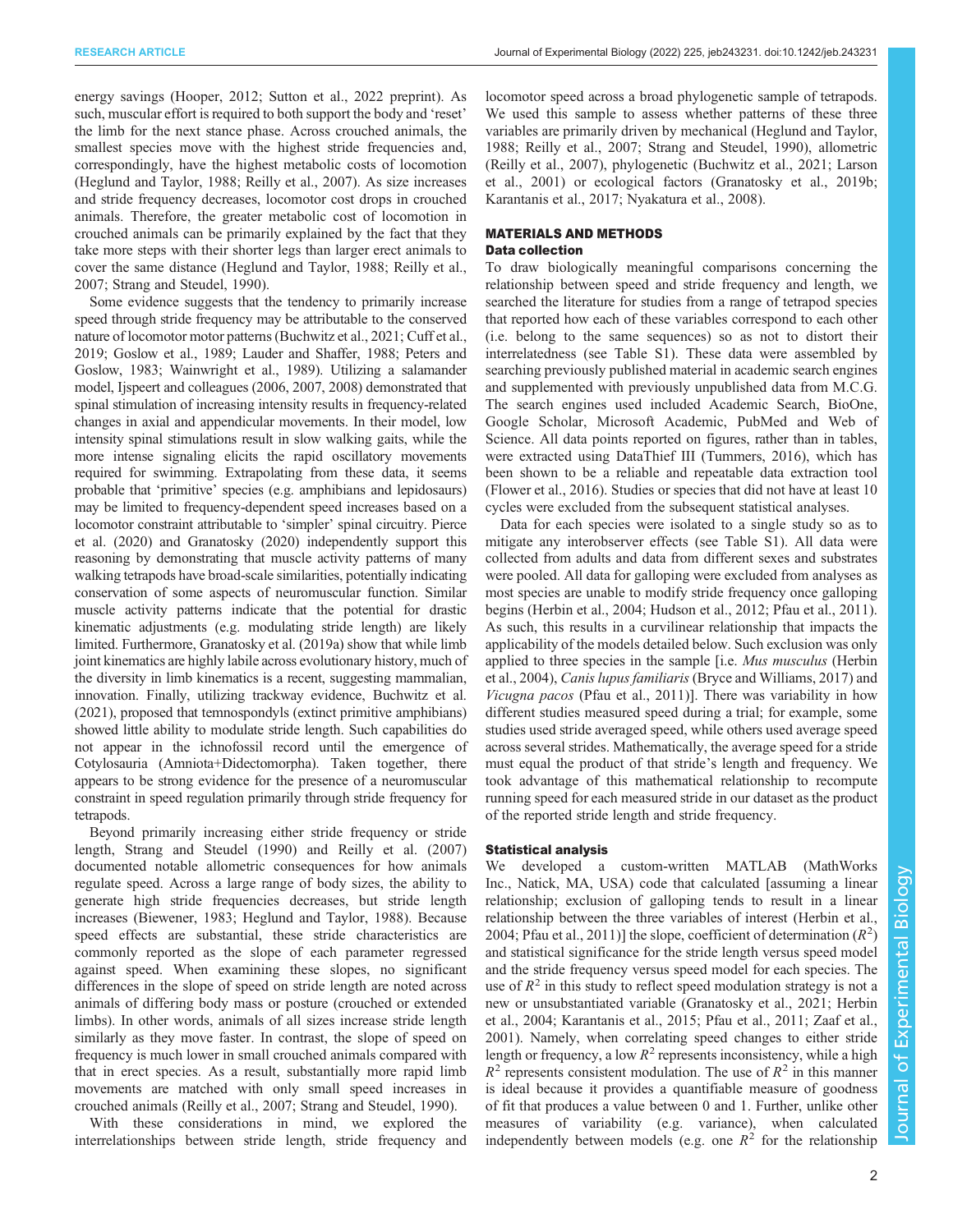energy savings (Hooper, 2012; Sutton et al., 2022 preprint). As such, muscular effort is required to both support the body and 'reset' the limb for the next stance phase. Across crouched animals, the smallest species move with the highest stride frequencies and, correspondingly, have the highest metabolic costs of locomotion (Heglund and Taylor, 1988; Reilly et al., 2007). As size increases and stride frequency decreases, locomotor cost drops in crouched animals. Therefore, the greater metabolic cost of locomotion in crouched animals can be primarily explained by the fact that they take more steps with their shorter legs than larger erect animals to cover the same distance (Heglund and Taylor, 1988; Reilly et al., 2007; Strang and Steudel, 1990).

Some evidence suggests that the tendency to primarily increase speed through stride frequency may be attributable to the conserved nature of locomotor motor patterns (Buchwitz et al., 2021; Cuff et al., 2019; Goslow et al., 1989; Lauder and Shaffer, 1988; Peters and Goslow, 1983; Wainwright et al., 1989). Utilizing a salamander model, Ijspeert and colleagues (2006, 2007, 2008) demonstrated that spinal stimulation of increasing intensity results in frequency-related changes in axial and appendicular movements. In their model, low intensity spinal stimulations result in slow walking gaits, while the more intense signaling elicits the rapid oscillatory movements required for swimming. Extrapolating from these data, it seems probable that 'primitive' species (e.g. amphibians and lepidosaurs) may be limited to frequency-dependent speed increases based on a locomotor constraint attributable to 'simpler' spinal circuitry. Pierce et al. (2020) and Granatosky (2020) independently support this reasoning by demonstrating that muscle activity patterns of many walking tetrapods have broad-scale similarities, potentially indicating conservation of some aspects of neuromuscular function. Similar muscle activity patterns indicate that the potential for drastic kinematic adjustments (e.g. modulating stride length) are likely limited. Furthermore, Granatosky et al. (2019a) show that while limb joint kinematics are highly labile across evolutionary history, much of the diversity in limb kinematics is a recent, suggesting mammalian, innovation. Finally, utilizing trackway evidence, Buchwitz et al. (2021), proposed that temnospondyls (extinct primitive amphibians) showed little ability to modulate stride length. Such capabilities do not appear in the ichnofossil record until the emergence of Cotylosauria (Amniota+Didectomorpha). Taken together, there appears to be strong evidence for the presence of a neuromuscular constraint in speed regulation primarily through stride frequency for tetrapods.

Beyond primarily increasing either stride frequency or stride length, Strang and Steudel (1990) and Reilly et al. (2007) documented notable allometric consequences for how animals regulate speed. Across a large range of body sizes, the ability to generate high stride frequencies decreases, but stride length increases (Biewener, 1983; Heglund and Taylor, 1988). Because speed effects are substantial, these stride characteristics are commonly reported as the slope of each parameter regressed against speed. When examining these slopes, no significant differences in the slope of speed on stride length are noted across animals of differing body mass or posture (crouched or extended limbs). In other words, animals of all sizes increase stride length similarly as they move faster. In contrast, the slope of speed on frequency is much lower in small crouched animals compared with that in erect species. As a result, substantially more rapid limb movements are matched with only small speed increases in crouched animals (Reilly et al., 2007; Strang and Steudel, 1990).

With these considerations in mind, we explored the interrelationships between stride length, stride frequency and locomotor speed across a broad phylogenetic sample of tetrapods. We used this sample to assess whether patterns of these three variables are primarily driven by mechanical (Heglund and Taylor, 1988; Reilly et al., 2007; Strang and Steudel, 1990), allometric (Reilly et al., 2007), phylogenetic (Buchwitz et al., 2021; Larson et al., 2001) or ecological factors (Granatosky et al., 2019b; Karantanis et al., 2017; Nyakatura et al., 2008).

## MATERIALS AND METHODS

### Data collection

To draw biologically meaningful comparisons concerning the relationship between speed and stride frequency and length, we searched the literature for studies from a range of tetrapod species that reported how each of these variables correspond to each other (i.e. belong to the same sequences) so as not to distort their interrelatedness (see Table S1). These data were assembled by searching previously published material in academic search engines and supplemented with previously unpublished data from M.C.G. The search engines used included Academic Search, BioOne, Google Scholar, Microsoft Academic, PubMed and Web of Science. All data points reported on figures, rather than in tables, were extracted using DataThief III (Tummers, 2016), which has been shown to be a reliable and repeatable data extraction tool (Flower et al., 2016). Studies or species that did not have at least 10 cycles were excluded from the subsequent statistical analyses.

Data for each species were isolated to a single study so as to mitigate any interobserver effects (see Table S1). All data were collected from adults and data from different sexes and substrates were pooled. All data for galloping were excluded from analyses as most species are unable to modify stride frequency once galloping begins (Herbin et al., 2004; Hudson et al., 2012; Pfau et al., 2011). As such, this results in a curvilinear relationship that impacts the applicability of the models detailed below. Such exclusion was only applied to three species in the sample [i.e. *Mus musculus* (Herbin et al., 2004), *Canis lupus familiaris* (Bryce and Williams, 2017) and *Vicugna pacos* (Pfau et al., 2011)]. There was variability in how different studies measured speed during a trial; for example, some studies used stride averaged speed, while others used average speed across several strides. Mathematically, the average speed for a stride must equal the product of that stride's length and frequency. We took advantage of this mathematical relationship to recompute running speed for each measured stride in our dataset as the product of the reported stride length and stride frequency.

### Statistical analysis

We developed a custom-written MATLAB (MathWorks Inc., Natick, MA, USA) code that calculated [assuming a linear relationship; exclusion of galloping tends to result in a linear relationship between the three variables of interest (Herbin et al., 2004; Pfau et al., 2011)] the slope, coefficient of determination ($R^2$) and statistical significance for the stride length versus speed model and the stride frequency versus speed model for each species. The use of $R^2$ in this study to reflect speed modulation strategy is not a new or unsubstantiated variable (Granatosky et al., 2021; Herbin et al., 2004; Karantanis et al., 2015; Pfau et al., 2011; Zaaf et al., 2001). Namely, when correlating speed changes to either stride length or frequency, a low $R^2$ represents inconsistency, while a high $R^2$ represents consistent modulation. The use of $R^2$ in this manner is ideal because it provides a quantifiable measure of goodness of fit that produces a value between 0 and 1. Further, unlike other measures of variability (e.g. variance), when calculated independently between models (e.g. one $R^2$ for the relationship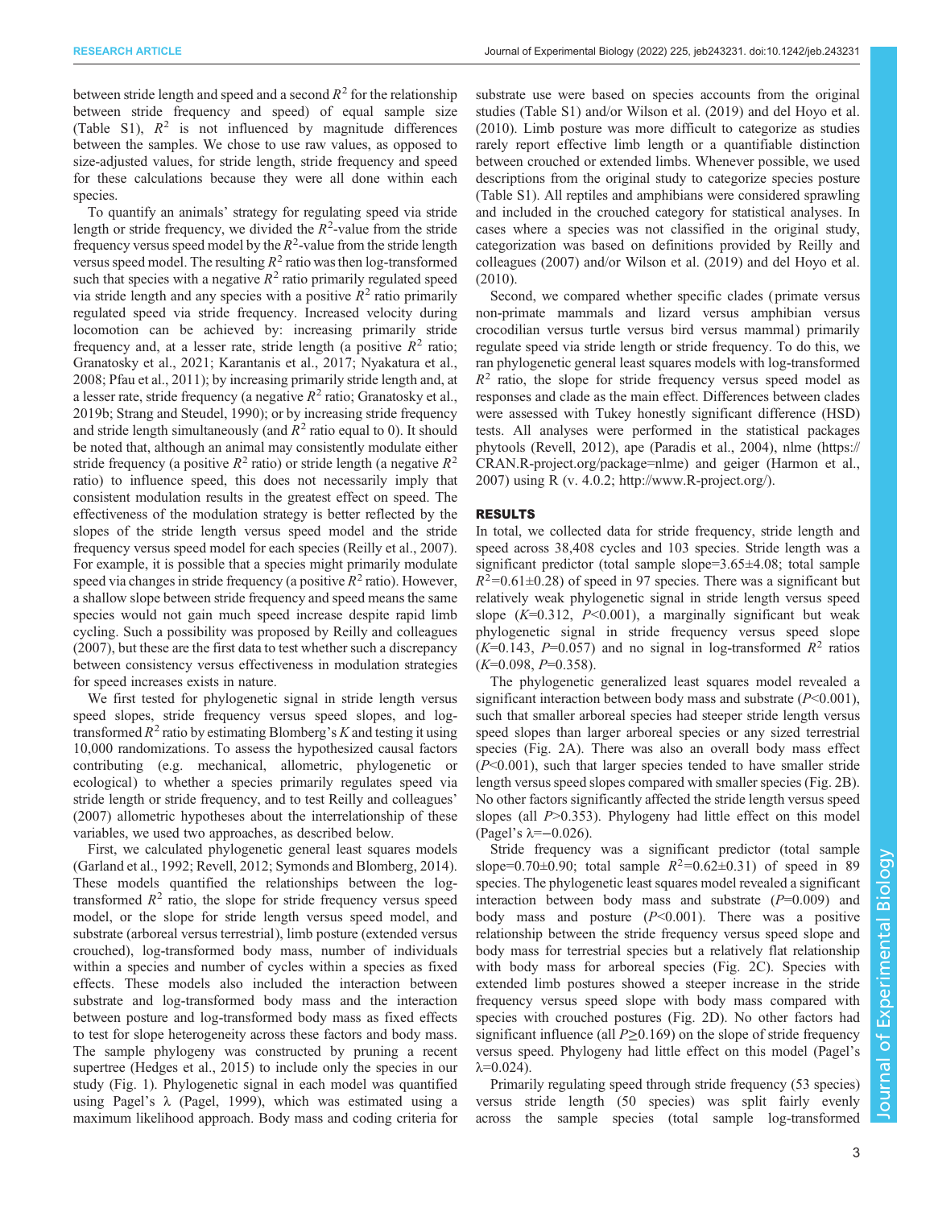between stride length and speed and a second $R^2$ for the relationship between stride frequency and speed) of equal sample size (Table S1), $R^2$ is not influenced by magnitude differences between the samples. We chose to use raw values, as opposed to size-adjusted values, for stride length, stride frequency and speed for these calculations because they were all done within each species.

To quantify an animals' strategy for regulating speed via stride length or stride frequency, we divided the $R^2$-value from the stride frequency versus speed model by the $R^2$-value from the stride length versus speed model. The resulting $R^2$ ratio was then log-transformed such that species with a negative $R^2$ ratio primarily regulated speed via stride length and any species with a positive $R^2$ ratio primarily regulated speed via stride frequency. Increased velocity during locomotion can be achieved by: increasing primarily stride frequency and, at a lesser rate, stride length (a positive $R^2$ ratio; Granatosky et al., 2021; Karantanis et al., 2017; Nyakatura et al., 2008; Pfau et al., 2011); by increasing primarily stride length and, at a lesser rate, stride frequency (a negative $R^2$ ratio; Granatosky et al., 2019b; Strang and Steudel, 1990); or by increasing stride frequency and stride length simultaneously (and $R^2$ ratio equal to 0). It should be noted that, although an animal may consistently modulate either stride frequency (a positive $R^2$ ratio) or stride length (a negative $R^2$ ratio) to influence speed, this does not necessarily imply that consistent modulation results in the greatest effect on speed. The effectiveness of the modulation strategy is better reflected by the slopes of the stride length versus speed model and the stride frequency versus speed model for each species (Reilly et al., 2007). For example, it is possible that a species might primarily modulate speed via changes in stride frequency (a positive $R^2$ ratio). However, a shallow slope between stride frequency and speed means the same species would not gain much speed increase despite rapid limb cycling. Such a possibility was proposed by Reilly and colleagues (2007), but these are the first data to test whether such a discrepancy between consistency versus effectiveness in modulation strategies for speed increases exists in nature.

We first tested for phylogenetic signal in stride length versus speed slopes, stride frequency versus speed slopes, and log-transformed $R^2$ ratio by estimating Blomberg's $K$ and testing it using 10,000 randomizations. To assess the hypothesized causal factors contributing (e.g. mechanical, allometric, phylogenetic or ecological) to whether a species primarily regulates speed via stride length or stride frequency, and to test Reilly and colleagues' (2007) allometric hypotheses about the interrelationship of these variables, we used two approaches, as described below.

First, we calculated phylogenetic general least squares models (Garland et al., 1992; Revell, 2012; Symonds and Blomberg, 2014). These models quantified the relationships between the log-transformed $R^2$ ratio, the slope for stride frequency versus speed model, or the slope for stride length versus speed model, and substrate (arboreal versus terrestrial), limb posture (extended versus crouched), log-transformed body mass, number of individuals within a species and number of cycles within a species as fixed effects. These models also included the interaction between substrate and log-transformed body mass and the interaction between posture and log-transformed body mass as fixed effects to test for slope heterogeneity across these factors and body mass. The sample phylogeny was constructed by pruning a recent supertree (Hedges et al., 2015) to include only the species in our study (Fig. 1). Phylogenetic signal in each model was quantified using Pagel's λ (Pagel, 1999), which was estimated using a maximum likelihood approach. Body mass and coding criteria for substrate use were based on species accounts from the original studies (Table S1) and/or Wilson et al. (2019) and del Hoyo et al. (2010). Limb posture was more difficult to categorize as studies rarely report effective limb length or a quantifiable distinction between crouched or extended limbs. Whenever possible, we used descriptions from the original study to categorize species posture (Table S1). All reptiles and amphibians were considered sprawling and included in the crouched category for statistical analyses. In cases where a species was not classified in the original study, categorization was based on definitions provided by Reilly and colleagues (2007) and/or Wilson et al. (2019) and del Hoyo et al. (2010).

Second, we compared whether specific clades (primate versus non-primate mammals and lizard versus amphibian versus crocodilian versus turtle versus bird versus mammal) primarily regulate speed via stride length or stride frequency. To do this, we ran phylogenetic general least squares models with log-transformed $R^2$ ratio, the slope for stride frequency versus speed model as responses and clade as the main effect. Differences between clades were assessed with Tukey honestly significant difference (HSD) tests. All analyses were performed in the statistical packages phytools (Revell, 2012), ape (Paradis et al., 2004), nlme (https://CRAN.R-project.org/package=nlme) and geiger (Harmon et al., 2007) using R (v. 4.0.2; http://www.R-project.org/).

## RESULTS

In total, we collected data for stride frequency, stride length and speed across 38,408 cycles and 103 species. Stride length was a significant predictor (total sample slope=3.65±4.08; total sample $R^2$=0.61±0.28) of speed in 97 species. There was a significant but relatively weak phylogenetic signal in stride length versus speed slope ($K$=0.312, $P$<0.001), a marginally significant but weak phylogenetic signal in stride frequency versus speed slope ($K$=0.143, $P$=0.057) and no signal in log-transformed $R^2$ ratios ($K$=0.098, $P$=0.358).

The phylogenetic generalized least squares model revealed a significant interaction between body mass and substrate ($P$<0.001), such that smaller arboreal species had steeper stride length versus speed slopes than larger arboreal species or any sized terrestrial species (Fig. 2A). There was also an overall body mass effect ($P$<0.001), such that larger species tended to have smaller stride length versus speed slopes compared with smaller species (Fig. 2B). No other factors significantly affected the stride length versus speed slopes (all $P$>0.353). Phylogeny had little effect on this model (Pagel's λ=−0.026).

Stride frequency was a significant predictor (total sample slope=0.70±0.90; total sample $R^2$=0.62±0.31) of speed in 89 species. The phylogenetic least squares model revealed a significant interaction between body mass and substrate ($P$=0.009) and body mass and posture ($P$<0.001). There was a positive relationship between the stride frequency versus speed slope and body mass for terrestrial species but a relatively flat relationship with body mass for arboreal species (Fig. 2C). Species with extended limb postures showed a steeper increase in the stride frequency versus speed slope with body mass compared with species with crouched postures (Fig. 2D). No other factors had significant influence (all $P$≥0.169) on the slope of stride frequency versus speed. Phylogeny had little effect on this model (Pagel's λ=0.024).

Primarily regulating speed through stride frequency (53 species) versus stride length (50 species) was split fairly evenly across the sample species (total sample log-transformed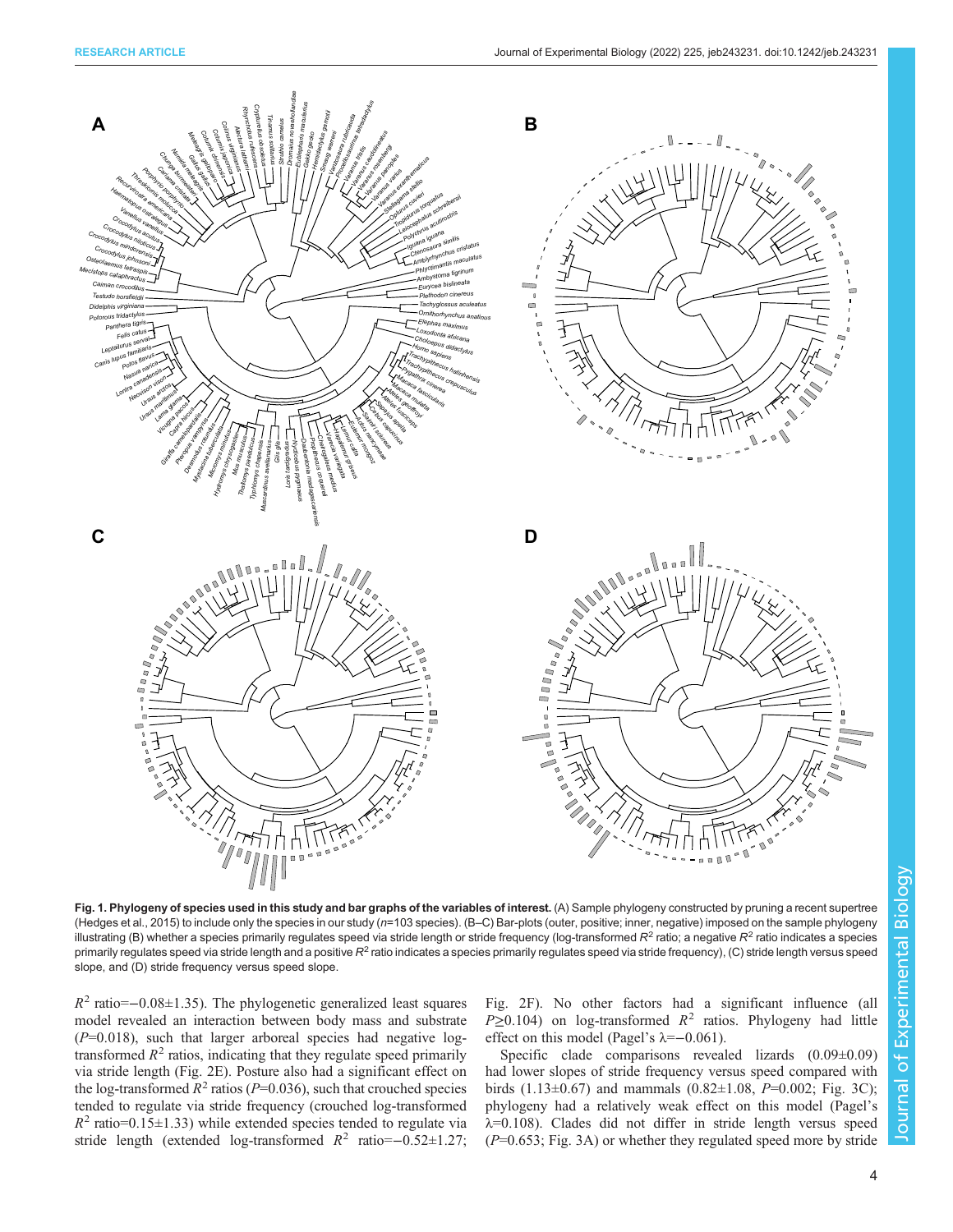**Fig. 1. Phylogeny of species used in this study and bar graphs of the variables of interest.** (A) Sample phylogeny constructed by pruning a recent supertree (Hedges et al., 2015) to include only the species in our study ($n$=103 species). (B–C) Bar-plots (outer, positive; inner, negative) imposed on the sample phylogeny illustrating (B) whether a species primarily regulates speed via stride length or stride frequency (log-transformed $R^2$ ratio; a negative $R^2$ ratio indicates a species primarily regulates speed via stride length and a positive $R^2$ ratio indicates a species primarily regulates speed via stride frequency), (C) stride length versus speed slope, and (D) stride frequency versus speed slope.

$R^2$ ratio=−0.08±1.35). The phylogenetic generalized least squares model revealed an interaction between body mass and substrate ($P$=0.018), such that larger arboreal species had negative log-transformed $R^2$ ratios, indicating that they regulate speed primarily via stride length (Fig. 2E). Posture also had a significant effect on the log-transformed $R^2$ ratios ($P$=0.036), such that crouched species tended to regulate via stride frequency (crouched log-transformed $R^2$ ratio=0.15±1.33) while extended species tended to regulate via stride length (extended log-transformed $R^2$ ratio=−0.52±1.27; Fig. 2F). No other factors had a significant influence (all $P$≥0.104) on log-transformed $R^2$ ratios. Phylogeny had little effect on this model (Pagel's λ=−0.061).

Specific clade comparisons revealed lizards (0.09±0.09) had lower slopes of stride frequency versus speed compared with birds (1.13±0.67) and mammals (0.82±1.08, $P$=0.002; Fig. 3C); phylogeny had a relatively weak effect on this model (Pagel's λ=0.108). Clades did not differ in stride length versus speed ($P$=0.653; Fig. 3A) or whether they regulated speed more by stride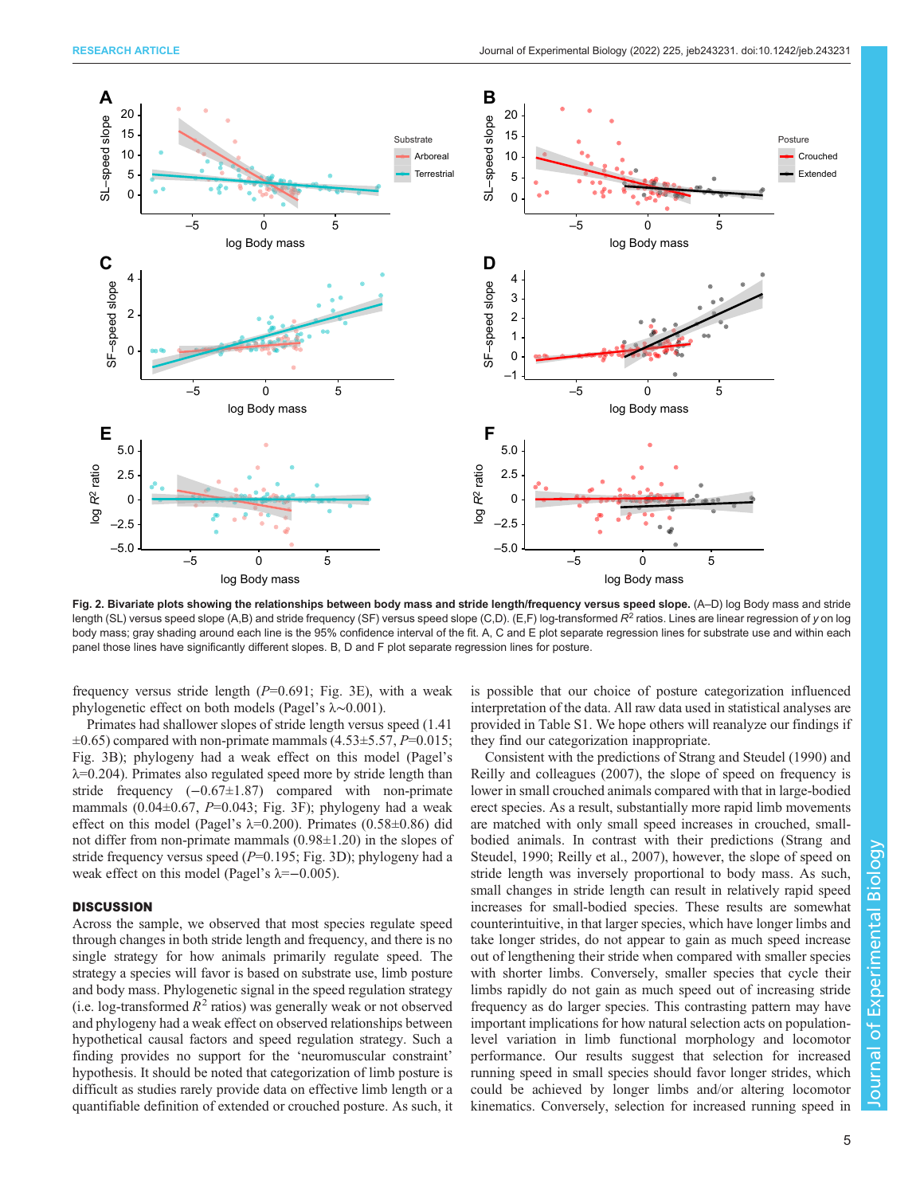**Fig. 2. Bivariate plots showing the relationships between body mass and stride length/frequency versus speed slope.** (A–D) log Body mass and stride length (SL) versus speed slope (A,B) and stride frequency (SF) versus speed slope (C,D). (E,F) log-transformed $R^2$ ratios. Lines are linear regression of *y* on log body mass; gray shading around each line is the 95% confidence interval of the fit. A, C and E plot separate regression lines for substrate use and within each panel those lines have significantly different slopes. B, D and F plot separate regression lines for posture.

frequency versus stride length ($P$=0.691; Fig. 3E), with a weak phylogenetic effect on both models (Pagel's λ∼0.001).

Primates had shallower slopes of stride length versus speed (1.41 ±0.65) compared with non-primate mammals (4.53±5.57, $P$=0.015; Fig. 3B); phylogeny had a weak effect on this model (Pagel's λ=0.204). Primates also regulated speed more by stride length than stride frequency (−0.67±1.87) compared with non-primate mammals (0.04±0.67, $P$=0.043; Fig. 3F); phylogeny had a weak effect on this model (Pagel's λ=0.200). Primates (0.58±0.86) did not differ from non-primate mammals (0.98±1.20) in the slopes of stride frequency versus speed ($P$=0.195; Fig. 3D); phylogeny had a weak effect on this model (Pagel's λ=−0.005).

## DISCUSSION

Across the sample, we observed that most species regulate speed through changes in both stride length and frequency, and there is no single strategy for how animals primarily regulate speed. The strategy a species will favor is based on substrate use, limb posture and body mass. Phylogenetic signal in the speed regulation strategy (i.e. log-transformed $R^2$ ratios) was generally weak or not observed and phylogeny had a weak effect on observed relationships between hypothetical causal factors and speed regulation strategy. Such a finding provides no support for the 'neuromuscular constraint' hypothesis. It should be noted that categorization of limb posture is difficult as studies rarely provide data on effective limb length or a quantifiable definition of extended or crouched posture. As such, it is possible that our choice of posture categorization influenced interpretation of the data. All raw data used in statistical analyses are provided in Table S1. We hope others will reanalyze our findings if they find our categorization inappropriate.

Consistent with the predictions of Strang and Steudel (1990) and Reilly and colleagues (2007), the slope of speed on frequency is lower in small crouched animals compared with that in large-bodied erect species. As a result, substantially more rapid limb movements are matched with only small speed increases in crouched, small-bodied animals. In contrast with their predictions (Strang and Steudel, 1990; Reilly et al., 2007), however, the slope of speed on stride length was inversely proportional to body mass. As such, small changes in stride length can result in relatively rapid speed increases for small-bodied species. These results are somewhat counterintuitive, in that larger species, which have longer limbs and take longer strides, do not appear to gain as much speed increase out of lengthening their stride when compared with smaller species with shorter limbs. Conversely, smaller species that cycle their limbs rapidly do not gain as much speed out of increasing stride frequency as do larger species. This contrasting pattern may have important implications for how natural selection acts on population-level variation in limb functional morphology and locomotor performance. Our results suggest that selection for increased running speed in small species should favor longer strides, which could be achieved by longer limbs and/or altering locomotor kinematics. Conversely, selection for increased running speed in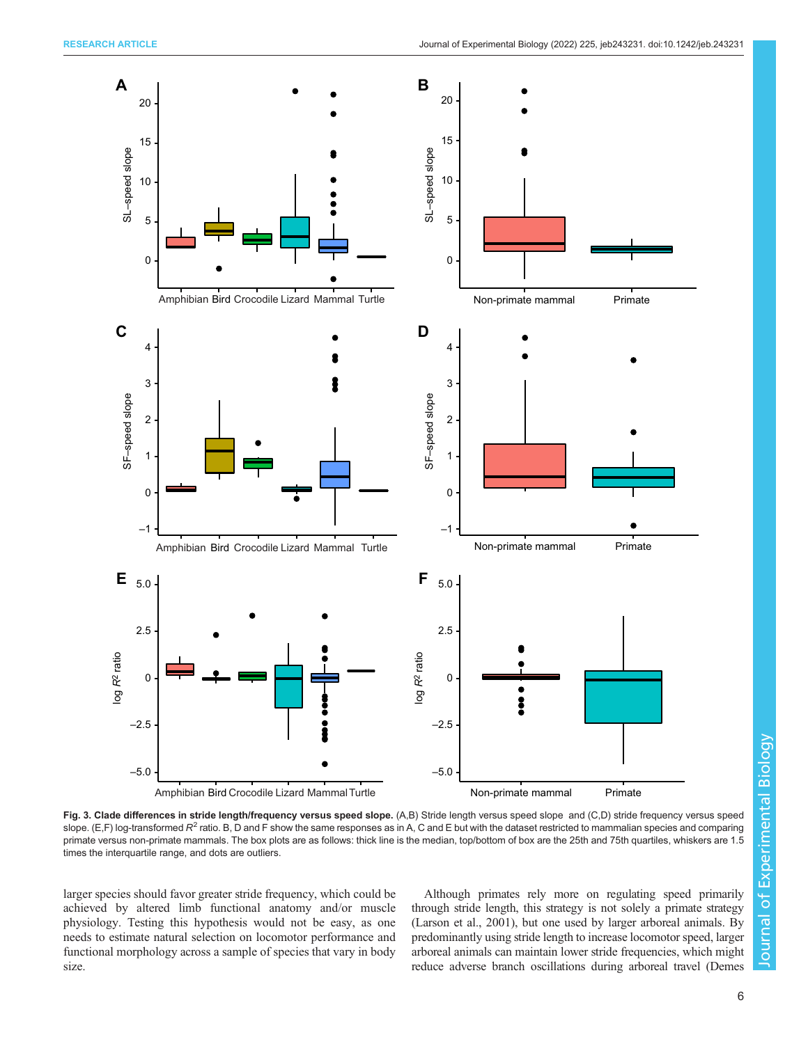**Fig. 3. Clade differences in stride length/frequency versus speed slope.** (A,B) Stride length versus speed slope and (C,D) stride frequency versus speed slope. (E,F) log-transformed $R^2$ ratio. B, D and F show the same responses as in A, C and E but with the dataset restricted to mammalian species and comparing primate versus non-primate mammals. The box plots are as follows: thick line is the median, top/bottom of box are the 25th and 75th quartiles, whiskers are 1.5 times the interquartile range, and dots are outliers.

larger species should favor greater stride frequency, which could be achieved by altered limb functional anatomy and/or muscle physiology. Testing this hypothesis would not be easy, as one needs to estimate natural selection on locomotor performance and functional morphology across a sample of species that vary in body size.

Although primates rely more on regulating speed primarily through stride length, this strategy is not solely a primate strategy (Larson et al., 2001), but one used by larger arboreal animals. By predominantly using stride length to increase locomotor speed, larger arboreal animals can maintain lower stride frequencies, which might reduce adverse branch oscillations during arboreal travel (Demes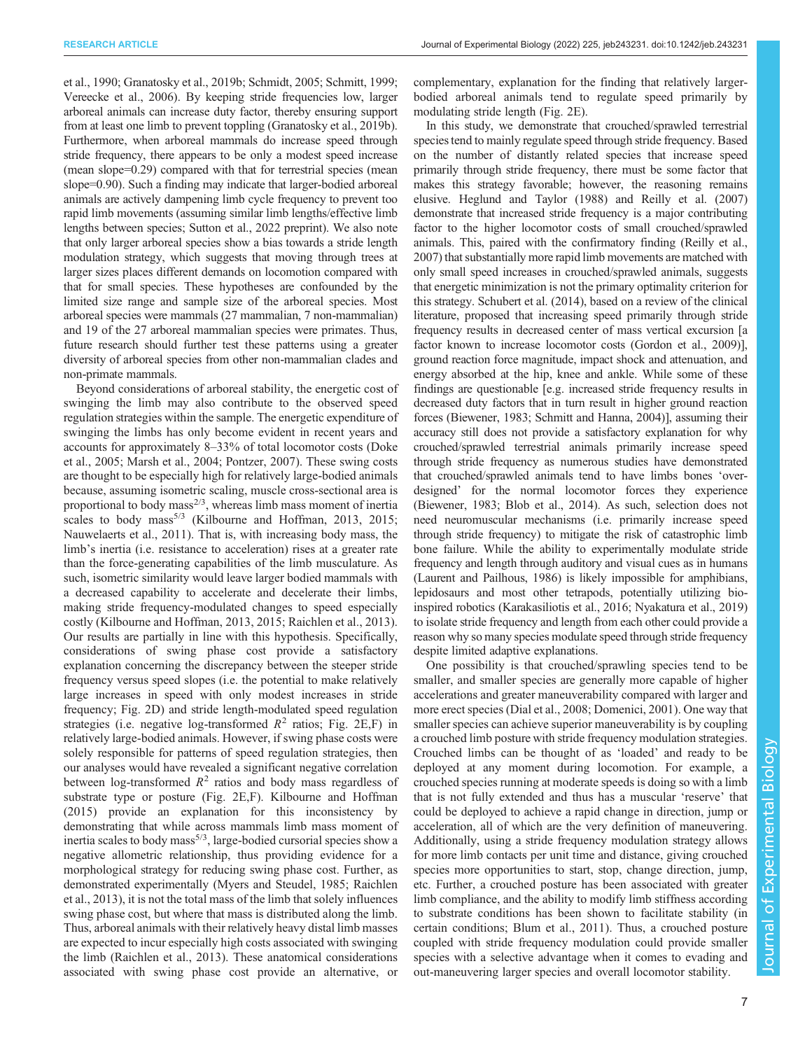et al., 1990; Granatosky et al., 2019b; Schmidt, 2005; Schmitt, 1999; Vereecke et al., 2006). By keeping stride frequencies low, larger arboreal animals can increase duty factor, thereby ensuring support from at least one limb to prevent toppling (Granatosky et al., 2019b). Furthermore, when arboreal mammals do increase speed through stride frequency, there appears to be only a modest speed increase (mean slope=0.29) compared with that for terrestrial species (mean slope=0.90). Such a finding may indicate that larger-bodied arboreal animals are actively dampening limb cycle frequency to prevent too rapid limb movements (assuming similar limb lengths/effective limb lengths between species; Sutton et al., 2022 preprint). We also note that only larger arboreal species show a bias towards a stride length modulation strategy, which suggests that moving through trees at larger sizes places different demands on locomotion compared with that for small species. These hypotheses are confounded by the limited size range and sample size of the arboreal species. Most arboreal species were mammals (27 mammalian, 7 non-mammalian) and 19 of the 27 arboreal mammalian species were primates. Thus, future research should further test these patterns using a greater diversity of arboreal species from other non-mammalian clades and non-primate mammals.

Beyond considerations of arboreal stability, the energetic cost of swinging the limb may also contribute to the observed speed regulation strategies within the sample. The energetic expenditure of swinging the limbs has only become evident in recent years and accounts for approximately 8–33% of total locomotor costs (Doke et al., 2005; Marsh et al., 2004; Pontzer, 2007). These swing costs are thought to be especially high for relatively large-bodied animals because, assuming isometric scaling, muscle cross-sectional area is proportional to body mass$^{2/3}$, whereas limb mass moment of inertia scales to body mass$^{5/3}$ (Kilbourne and Hoffman, 2013, 2015; Nauwelaerts et al., 2011). That is, with increasing body mass, the limb's inertia (i.e. resistance to acceleration) rises at a greater rate than the force-generating capabilities of the limb musculature. As such, isometric similarity would leave larger bodied mammals with a decreased capability to accelerate and decelerate their limbs, making stride frequency-modulated changes to speed especially costly (Kilbourne and Hoffman, 2013, 2015; Raichlen et al., 2013). Our results are partially in line with this hypothesis. Specifically, considerations of swing phase cost provide a satisfactory explanation concerning the discrepancy between the steeper stride frequency versus speed slopes (i.e. the potential to make relatively large increases in speed with only modest increases in stride frequency; Fig. 2D) and stride length-modulated speed regulation strategies (i.e. negative log-transformed $R^2$ ratios; Fig. 2E,F) in relatively large-bodied animals. However, if swing phase costs were solely responsible for patterns of speed regulation strategies, then our analyses would have revealed a significant negative correlation between log-transformed $R^2$ ratios and body mass regardless of substrate type or posture (Fig. 2E,F). Kilbourne and Hoffman (2015) provide an explanation for this inconsistency by demonstrating that while across mammals limb mass moment of inertia scales to body mass$^{5/3}$, large-bodied cursorial species show a negative allometric relationship, thus providing evidence for a morphological strategy for reducing swing phase cost. Further, as demonstrated experimentally (Myers and Steudel, 1985; Raichlen et al., 2013), it is not the total mass of the limb that solely influences swing phase cost, but where that mass is distributed along the limb. Thus, arboreal animals with their relatively heavy distal limb masses are expected to incur especially high costs associated with swinging the limb (Raichlen et al., 2013). These anatomical considerations associated with swing phase cost provide an alternative, or complementary, explanation for the finding that relatively larger-bodied arboreal animals tend to regulate speed primarily by modulating stride length (Fig. 2E).

In this study, we demonstrate that crouched/sprawled terrestrial species tend to mainly regulate speed through stride frequency. Based on the number of distantly related species that increase speed primarily through stride frequency, there must be some factor that makes this strategy favorable; however, the reasoning remains elusive. Heglund and Taylor (1988) and Reilly et al. (2007) demonstrate that increased stride frequency is a major contributing factor to the higher locomotor costs of small crouched/sprawled animals. This, paired with the confirmatory finding (Reilly et al., 2007) that substantially more rapid limb movements are matched with only small speed increases in crouched/sprawled animals, suggests that energetic minimization is not the primary optimality criterion for this strategy. Schubert et al. (2014), based on a review of the clinical literature, proposed that increasing speed primarily through stride frequency results in decreased center of mass vertical excursion [a factor known to increase locomotor costs (Gordon et al., 2009)], ground reaction force magnitude, impact shock and attenuation, and energy absorbed at the hip, knee and ankle. While some of these findings are questionable [e.g. increased stride frequency results in decreased duty factors that in turn result in higher ground reaction forces (Biewener, 1983; Schmitt and Hanna, 2004)], assuming their accuracy still does not provide a satisfactory explanation for why crouched/sprawled terrestrial animals primarily increase speed through stride frequency as numerous studies have demonstrated that crouched/sprawled animals tend to have limbs bones 'over-designed' for the normal locomotor forces they experience (Biewener, 1983; Blob et al., 2014). As such, selection does not need neuromuscular mechanisms (i.e. primarily increase speed through stride frequency) to mitigate the risk of catastrophic limb bone failure. While the ability to experimentally modulate stride frequency and length through auditory and visual cues as in humans (Laurent and Pailhous, 1986) is likely impossible for amphibians, lepidosaurs and most other tetrapods, potentially utilizing bio-inspired robotics (Karakasiliotis et al., 2016; Nyakatura et al., 2019) to isolate stride frequency and length from each other could provide a reason why so many species modulate speed through stride frequency despite limited adaptive explanations.

One possibility is that crouched/sprawling species tend to be smaller, and smaller species are generally more capable of higher accelerations and greater maneuverability compared with larger and more erect species (Dial et al., 2008; Domenici, 2001). One way that smaller species can achieve superior maneuverability is by coupling a crouched limb posture with stride frequency modulation strategies. Crouched limbs can be thought of as 'loaded' and ready to be deployed at any moment during locomotion. For example, a crouched species running at moderate speeds is doing so with a limb that is not fully extended and thus has a muscular 'reserve' that could be deployed to achieve a rapid change in direction, jump or acceleration, all of which are the very definition of maneuvering. Additionally, using a stride frequency modulation strategy allows for more limb contacts per unit time and distance, giving crouched species more opportunities to start, stop, change direction, jump, etc. Further, a crouched posture has been associated with greater limb compliance, and the ability to modify limb stiffness according to substrate conditions has been shown to facilitate stability (in certain conditions; Blum et al., 2011). Thus, a crouched posture coupled with stride frequency modulation could provide smaller species with a selective advantage when it comes to evading and out-maneuvering larger species and overall locomotor stability.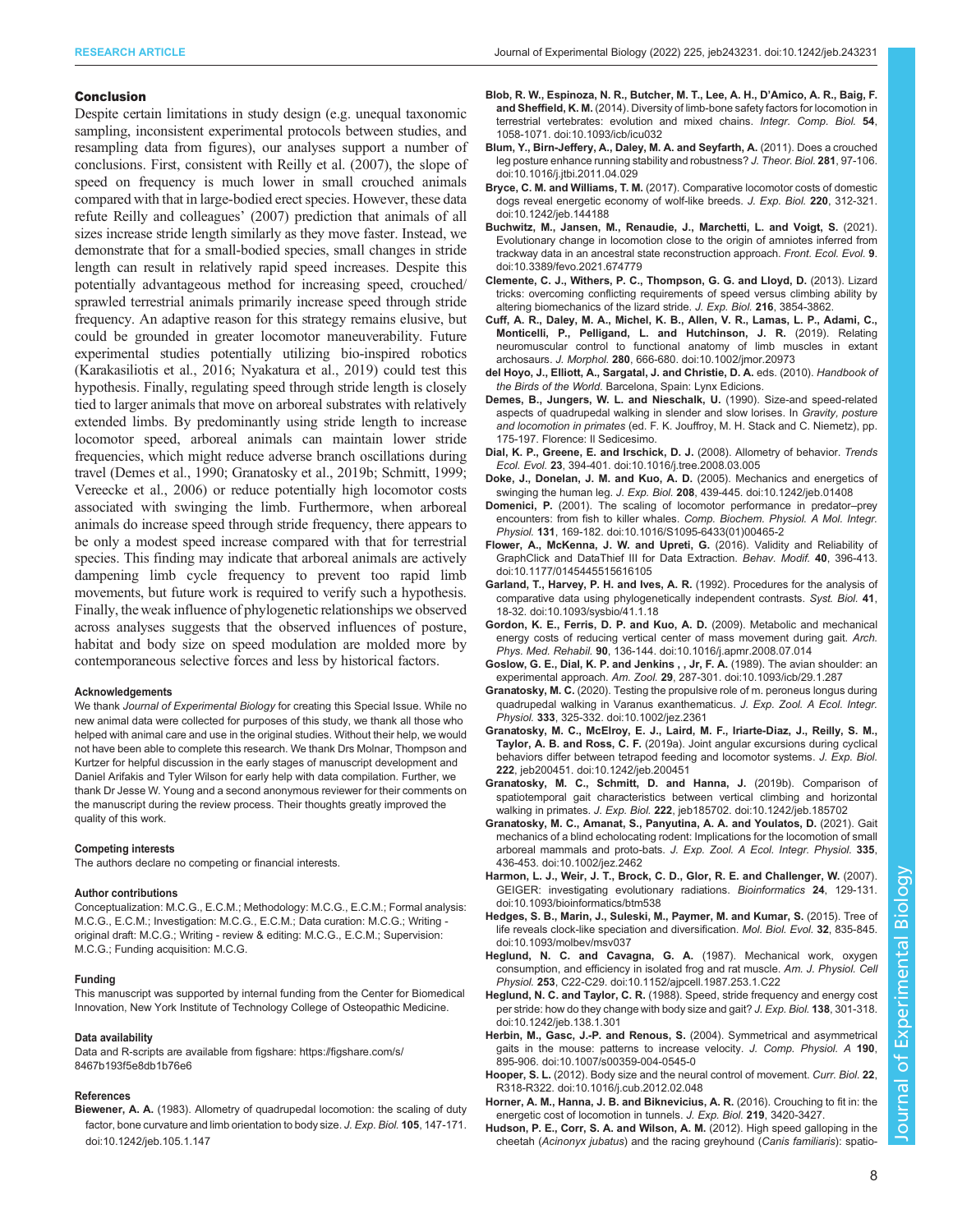## Conclusion

Despite certain limitations in study design (e.g. unequal taxonomic sampling, inconsistent experimental protocols between studies, and resampling data from figures), our analyses support a number of conclusions. First, consistent with Reilly et al. (2007), the slope of speed on frequency is much lower in small crouched animals compared with that in large-bodied erect species. However, these data refute Reilly and colleagues' (2007) prediction that animals of all sizes increase stride length similarly as they move faster. Instead, we demonstrate that for a small-bodied species, small changes in stride length can result in relatively rapid speed increases. Despite this potentially advantageous method for increasing speed, crouched/sprawled terrestrial animals primarily increase speed through stride frequency. An adaptive reason for this strategy remains elusive, but could be grounded in greater locomotor maneuverability. Future experimental studies potentially utilizing bio-inspired robotics (Karakasiliotis et al., 2016; Nyakatura et al., 2019) could test this hypothesis. Finally, regulating speed through stride length is closely tied to larger animals that move on arboreal substrates with relatively extended limbs. By predominantly using stride length to increase locomotor speed, arboreal animals can maintain lower stride frequencies, which might reduce adverse branch oscillations during travel (Demes et al., 1990; Granatosky et al., 2019b; Schmitt, 1999; Vereecke et al., 2006) or reduce potentially high locomotor costs associated with swinging the limb. Furthermore, when arboreal animals do increase speed through stride frequency, there appears to be only a modest speed increase compared with that for terrestrial species. This finding may indicate that arboreal animals are actively dampening limb cycle frequency to prevent too rapid limb movements, but future work is required to verify such a hypothesis. Finally, the weak influence of phylogenetic relationships we observed across analyses suggests that the observed influences of posture, habitat and body size on speed modulation are molded more by contemporaneous selective forces and less by historical factors.

#### Acknowledgements

We thank *Journal of Experimental Biology* for creating this Special Issue. While no new animal data were collected for purposes of this study, we thank all those who helped with animal care and use in the original studies. Without their help, we would not have been able to complete this research. We thank Drs Molnar, Thompson and Kurtzer for helpful discussion in the early stages of manuscript development and Daniel Arifakis and Tyler Wilson for early help with data compilation. Further, we thank Dr Jesse W. Young and a second anonymous reviewer for their comments on the manuscript during the review process. Their thoughts greatly improved the quality of this work.

#### Competing interests

The authors declare no competing or financial interests.

#### Author contributions

Conceptualization: M.C.G., E.C.M.; Methodology: M.C.G., E.C.M.; Formal analysis: M.C.G., E.C.M.; Investigation: M.C.G., E.C.M.; Data curation: M.C.G.; Writing - original draft: M.C.G.; Writing - review & editing: M.C.G., E.C.M.; Supervision: M.C.G.; Funding acquisition: M.C.G.

#### Funding

This manuscript was supported by internal funding from the Center for Biomedical Innovation, New York Institute of Technology College of Osteopathic Medicine.

#### Data availability

Data and R-scripts are available from figshare: https://figshare.com/s/8467b193f5e8db1b76e6

#### References

**Biewener, A. A.** (1983). Allometry of quadrupedal locomotion: the scaling of duty factor, bone curvature and limb orientation to body size. *J. Exp. Biol.* **105**, 147-171. doi:10.1242/jeb.105.1.147

**Blob, R. W., Espinoza, N. R., Butcher, M. T., Lee, A. H., D'Amico, A. R., Baig, F. and Sheffield, K. M.** (2014). Diversity of limb-bone safety factors for locomotion in terrestrial vertebrates: evolution and mixed chains. *Integr. Comp. Biol.* **54**, 1058-1071. doi:10.1093/icb/icu032

**Blum, Y., Birn-Jeffery, A., Daley, M. A. and Seyfarth, A.** (2011). Does a crouched leg posture enhance running stability and robustness? *J. Theor. Biol.* **281**, 97-106. doi:10.1016/j.jtbi.2011.04.029

**Bryce, C. M. and Williams, T. M.** (2017). Comparative locomotor costs of domestic dogs reveal energetic economy of wolf-like breeds. *J. Exp. Biol.* **220**, 312-321. doi:10.1242/jeb.144188

**Buchwitz, M., Jansen, M., Renaudie, J., Marchetti, L. and Voigt, S.** (2021). Evolutionary change in locomotion close to the origin of amniotes inferred from trackway data in an ancestral state reconstruction approach. *Front. Ecol. Evol.* **9**. doi:10.3389/fevo.2021.674779

**Clemente, C. J., Withers, P. C., Thompson, G. G. and Lloyd, D.** (2013). Lizard tricks: overcoming conflicting requirements of speed versus climbing ability by altering biomechanics of the lizard stride. *J. Exp. Biol.* **216**, 3854-3862.

**Cuff, A. R., Daley, M. A., Michel, K. B., Allen, V. R., Lamas, L. P., Adami, C., Monticelli, P., Pelligand, L. and Hutchinson, J. R.** (2019). Relating neuromuscular control to functional anatomy of limb muscles in extant archosaurs. *J. Morphol.* **280**, 666-680. doi:10.1002/jmor.20973

**del Hoyo, J., Elliott, A., Sargatal, J. and Christie, D. A.** eds. (2010). *Handbook of the Birds of the World*. Barcelona, Spain: Lynx Edicions.

**Demes, B., Jungers, W. L. and Nieschalk, U.** (1990). Size-and speed-related aspects of quadrupedal walking in slender and slow lorises. In *Gravity, posture and locomotion in primates* (ed. F. K. Jouffroy, M. H. Stack and C. Niemetz), pp. 175-197. Florence: Il Sedicesimo.

**Dial, K. P., Greene, E. and Irschick, D. J.** (2008). Allometry of behavior. *Trends Ecol. Evol.* **23**, 394-401. doi:10.1016/j.tree.2008.03.005

**Doke, J., Donelan, J. M. and Kuo, A. D.** (2005). Mechanics and energetics of swinging the human leg. *J. Exp. Biol.* **208**, 439-445. doi:10.1242/jeb.01408

**Domenici, P.** (2001). The scaling of locomotor performance in predator–prey encounters: from fish to killer whales. *Comp. Biochem. Physiol. A Mol. Integr. Physiol.* **131**, 169-182. doi:10.1016/S1095-6433(01)00465-2

**Flower, A., McKenna, J. W. and Upreti, G.** (2016). Validity and Reliability of GraphClick and DataThief III for Data Extraction. *Behav. Modif.* **40**, 396-413. doi:10.1177/0145445515616105

**Garland, T., Harvey, P. H. and Ives, A. R.** (1992). Procedures for the analysis of comparative data using phylogenetically independent contrasts. *Syst. Biol.* **41**, 18-32. doi:10.1093/sysbio/41.1.18

**Gordon, K. E., Ferris, D. P. and Kuo, A. D.** (2009). Metabolic and mechanical energy costs of reducing vertical center of mass movement during gait. *Arch. Phys. Med. Rehabil.* **90**, 136-144. doi:10.1016/j.apmr.2008.07.014

**Goslow, G. E., Dial, K. P. and Jenkins , , Jr, F. A.** (1989). The avian shoulder: an experimental approach. *Am. Zool.* **29**, 287-301. doi:10.1093/icb/29.1.287

**Granatosky, M. C.** (2020). Testing the propulsive role of m. peroneus longus during quadrupedal walking in Varanus exanthematicus. *J. Exp. Zool. A Ecol. Integr. Physiol.* **333**, 325-332. doi:10.1002/jez.2361

**Granatosky, M. C., McElroy, E. J., Laird, M. F., Iriarte-Diaz, J., Reilly, S. M., Taylor, A. B. and Ross, C. F.** (2019a). Joint angular excursions during cyclical behaviors differ between tetrapod feeding and locomotor systems. *J. Exp. Biol.* **222**, jeb200451. doi:10.1242/jeb.200451

**Granatosky, M. C., Schmitt, D. and Hanna, J.** (2019b). Comparison of spatiotemporal gait characteristics between vertical climbing and horizontal walking in primates. *J. Exp. Biol.* **222**, jeb185702. doi:10.1242/jeb.185702

**Granatosky, M. C., Amanat, S., Panyutina, A. A. and Youlatos, D.** (2021). Gait mechanics of a blind echolocating rodent: Implications for the locomotion of small arboreal mammals and proto-bats. *J. Exp. Zool. A Ecol. Integr. Physiol.* **335**, 436-453. doi:10.1002/jez.2462

**Harmon, L. J., Weir, J. T., Brock, C. D., Glor, R. E. and Challenger, W.** (2007). GEIGER: investigating evolutionary radiations. *Bioinformatics* **24**, 129-131. doi:10.1093/bioinformatics/btm538

**Hedges, S. B., Marin, J., Suleski, M., Paymer, M. and Kumar, S.** (2015). Tree of life reveals clock-like speciation and diversification. *Mol. Biol. Evol.* **32**, 835-845. doi:10.1093/molbev/msv037

**Heglund, N. C. and Cavagna, G. A.** (1987). Mechanical work, oxygen consumption, and efficiency in isolated frog and rat muscle. *Am. J. Physiol. Cell Physiol.* **253**, C22-C29. doi:10.1152/ajpcell.1987.253.1.C22

**Heglund, N. C. and Taylor, C. R.** (1988). Speed, stride frequency and energy cost per stride: how do they change with body size and gait? *J. Exp. Biol.* **138**, 301-318. doi:10.1242/jeb.138.1.301

**Herbin, M., Gasc, J.-P. and Renous, S.** (2004). Symmetrical and asymmetrical gaits in the mouse: patterns to increase velocity. *J. Comp. Physiol. A* **190**, 895-906. doi:10.1007/s00359-004-0545-0

**Hooper, S. L.** (2012). Body size and the neural control of movement. *Curr. Biol.* **22**, R318-R322. doi:10.1016/j.cub.2012.02.048

**Horner, A. M., Hanna, J. B. and Biknevicius, A. R.** (2016). Crouching to fit in: the energetic cost of locomotion in tunnels. *J. Exp. Biol.* **219**, 3420-3427.

**Hudson, P. E., Corr, S. A. and Wilson, A. M.** (2012). High speed galloping in the cheetah (*Acinonyx jubatus*) and the racing greyhound (*Canis familiaris*): spatio-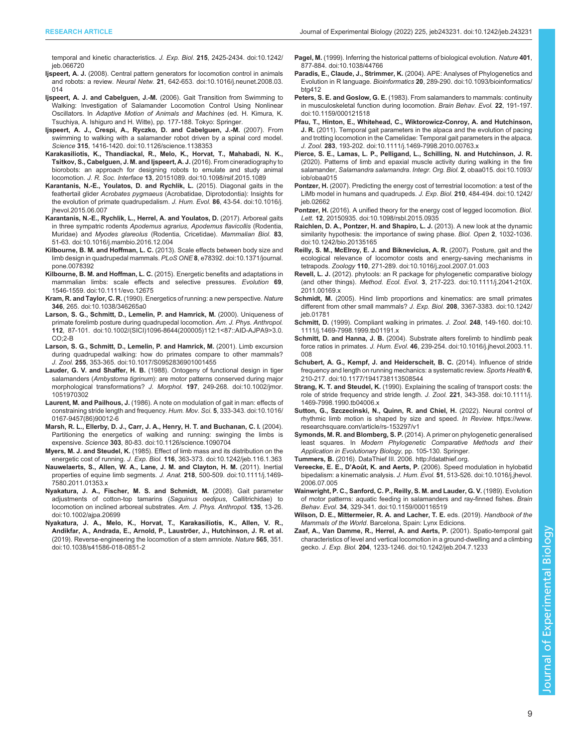temporal and kinetic characteristics. *J. Exp. Biol.* **215**, 2425-2434. doi:10.1242/jeb.066720

**Ijspeert, A. J.** (2008). Central pattern generators for locomotion control in animals and robots: a review. *Neural Netw.* **21**, 642-653. doi:10.1016/j.neunet.2008.03.014

**Ijspeert, A. J. and Cabelguen, J.-M.** (2006). Gait Transition from Swimming to Walking: Investigation of Salamander Locomotion Control Using Nonlinear Oscillators. In *Adaptive Motion of Animals and Machines* (ed. H. Kimura, K. Tsuchiya, A. Ishiguro and H. Witte), pp. 177-188. Tokyo: Springer.

**Ijspeert, A. J., Crespi, A., Ryczko, D. and Cabelguen, J.-M.** (2007). From swimming to walking with a salamander robot driven by a spinal cord model. *Science* **315**, 1416-1420. doi:10.1126/science.1138353

**Karakasiliotis, K., Thandiackal, R., Melo, K., Horvat, T., Mahabadi, N. K., Tsitkov, S., Cabelguen, J. M. and Ijspeert, A. J.** (2016). From cineradiography to biorobots: an approach for designing robots to emulate and study animal locomotion. *J. R. Soc. Interface* **13**, 20151089. doi:10.1098/rsif.2015.1089

**Karantanis, N.-E., Youlatos, D. and Rychlik, L.** (2015). Diagonal gaits in the feathertail glider *Acrobates pygmaeus* (Acrobatidae, Diprotodontia): Insights for the evolution of primate quadrupedalism. *J. Hum. Evol.* **86**, 43-54. doi:10.1016/j.jhevol.2015.06.007

**Karantanis, N.-E., Rychlik, L., Herrel, A. and Youlatos, D.** (2017). Arboreal gaits in three sympatric rodents *Apodemus agrarius, Apodemus flavicollis* (Rodentia, Muridae) and *Myodes glareolus* (Rodentia, Cricetidae). *Mammalian Biol.* **83**, 51-63. doi:10.1016/j.mambio.2016.12.004

**Kilbourne, B. M. and Hoffman, L. C.** (2013). Scale effects between body size and limb design in quadrupedal mammals. *PLoS ONE* **8**, e78392. doi:10.1371/journal.pone.0078392

**Kilbourne, B. M. and Hoffman, L. C.** (2015). Energetic benefits and adaptations in mammalian limbs: scale effects and selective pressures. *Evolution* **69**, 1546-1559. doi:10.1111/evo.12675

**Kram, R. and Taylor, C. R.** (1990). Energetics of running: a new perspective. *Nature* **346**, 265. doi:10.1038/346265a0

**Larson, S. G., Schmitt, D., Lemelin, P. and Hamrick, M.** (2000). Uniqueness of primate forelimb posture during quadrupedal locomotion. *Am. J. Phys. Anthropol.* **112**, 87-101. doi:10.1002/(SICI)1096-8644(200005)112:1<87::AID-AJPA9>3.0.CO;2-B

**Larson, S. G., Schmitt, D., Lemelin, P. and Hamrick, M.** (2001). Limb excursion during quadrupedal walking: how do primates compare to other mammals? *J. Zool.* **255**, 353-365. doi:10.1017/S0952836901001455

**Lauder, G. V. and Shaffer, H. B.** (1988). Ontogeny of functional design in tiger salamanders (*Ambystoma tigrinum*): are motor patterns conserved during major morphological transformations? *J. Morphol.* **197**, 249-268. doi:10.1002/jmor.1051970302

**Laurent, M. and Pailhous, J.** (1986). A note on modulation of gait in man: effects of constraining stride length and frequency. *Hum. Mov. Sci.* **5**, 333-343. doi:10.1016/0167-9457(86)90012-6

**Marsh, R. L., Ellerby, D. J., Carr, J. A., Henry, H. T. and Buchanan, C. I.** (2004). Partitioning the energetics of walking and running: swinging the limbs is expensive. *Science* **303**, 80-83. doi:10.1126/science.1090704

**Myers, M. J. and Steudel, K.** (1985). Effect of limb mass and its distribution on the energetic cost of running. *J. Exp. Biol.* **116**, 363-373. doi:10.1242/jeb.116.1.363

**Nauwelaerts, S., Allen, W. A., Lane, J. M. and Clayton, H. M.** (2011). Inertial properties of equine limb segments. *J. Anat.* **218**, 500-509. doi:10.1111/j.1469-7580.2011.01353.x

**Nyakatura, J. A., Fischer, M. S. and Schmidt, M.** (2008). Gait parameter adjustments of cotton-top tamarins (*Saguinus oedipus*, Callitrichidae) to locomotion on inclined arboreal substrates. *Am. J. Phys. Anthropol.* **135**, 13-26. doi:10.1002/ajpa.20699

**Nyakatura, J. A., Melo, K., Horvat, T., Karakasiliotis, K., Allen, V. R., Andikfar, A., Andrada, E., Arnold, P., Lauströer, J., Hutchinson, J. R. et al.** (2019). Reverse-engineering the locomotion of a stem amniote. *Nature* **565**, 351. doi:10.1038/s41586-018-0851-2

**Pagel, M.** (1999). Inferring the historical patterns of biological evolution. *Nature* **401**, 877-884. doi:10.1038/44766

**Paradis, E., Claude, J., Strimmer, K.** (2004). APE: Analyses of Phylogenetics and Evolution in R language. *Bioinformatics* **20**, 289-290. doi:10.1093/bioinformatics/btg412

**Peters, S. E. and Goslow, G. E.** (1983). From salamanders to mammals: continuity in musculoskeletal function during locomotion. *Brain Behav. Evol.* **22**, 191-197. doi:10.1159/000121518

**Pfau, T., Hinton, E., Whitehead, C., Wiktorowicz-Conroy, A. and Hutchinson, J. R.** (2011). Temporal gait parameters in the alpaca and the evolution of pacing and trotting locomotion in the Camelidae: Temporal gait parameters in the alpaca. *J. Zool.* **283**, 193-202. doi:10.1111/j.1469-7998.2010.00763.x

**Pierce, S. E., Lamas, L. P., Pelligand, L., Schilling, N. and Hutchinson, J. R.** (2020). Patterns of limb and epaxial muscle activity during walking in the fire salamander, *Salamandra salamandra*. *Integr. Org. Biol.* **2**, obaa015. doi:10.1093/iob/obaa015

**Pontzer, H.** (2007). Predicting the energy cost of terrestrial locomotion: a test of the LiMb model in humans and quadrupeds. *J. Exp. Biol.* **210**, 484-494. doi:10.1242/jeb.02662

**Pontzer, H.** (2016). A unified theory for the energy cost of legged locomotion. *Biol. Lett.* **12**, 20150935. doi:10.1098/rsbl.2015.0935

**Raichlen, D. A., Pontzer, H. and Shapiro, L. J.** (2013). A new look at the dynamic similarity hypothesis: the importance of swing phase. *Biol. Open* **2**, 1032-1036. doi:10.1242/bio.20135165

**Reilly, S. M., McElroy, E. J. and Biknevicius, A. R.** (2007). Posture, gait and the ecological relevance of locomotor costs and energy-saving mechanisms in tetrapods. *Zoology* **110**, 271-289. doi:10.1016/j.zool.2007.01.003

**Revell, L. J.** (2012). phytools: an R package for phylogenetic comparative biology (and other things). *Method. Ecol. Evol.* **3**, 217-223. doi:10.1111/j.2041-210X.2011.00169.x

**Schmidt, M.** (2005). Hind limb proportions and kinematics: are small primates different from other small mammals? *J. Exp. Biol.* **208**, 3367-3383. doi:10.1242/jeb.01781

**Schmitt, D.** (1999). Compliant walking in primates. *J. Zool.* **248**, 149-160. doi:10.1111/j.1469-7998.1999.tb01191.x

**Schmitt, D. and Hanna, J. B.** (2004). Substrate alters forelimb to hindlimb peak force ratios in primates. *J. Hum. Evol.* **46**, 239-254. doi:10.1016/j.jhevol.2003.11.008

**Schubert, A. G., Kempf, J. and Heiderscheit, B. C.** (2014). Influence of stride frequency and length on running mechanics: a systematic review. *Sports Health* **6**, 210-217. doi:10.1177/1941738113508544

**Strang, K. T. and Steudel, K.** (1990). Explaining the scaling of transport costs: the role of stride frequency and stride length. *J. Zool.* **221**, 343-358. doi:10.1111/j.1469-7998.1990.tb04006.x

**Sutton, G., Szczecinski, N., Quinn, R. and Chiel, H.** (2022). Neural control of rhythmic limb motion is shaped by size and speed. *In Review*. https://www.researchsquare.com/article/rs-153297/v1

**Symonds, M. R. and Blomberg, S. P.** (2014). A primer on phylogenetic generalised least squares. In *Modern Phylogenetic Comparative Methods and their Application in Evolutionary Biology*, pp. 105-130. Springer.

**Tummers, B.** (2016). DataThief III. 2006. http://datathief.org.

**Vereecke, E. E., D'Août, K. and Aerts, P.** (2006). Speed modulation in hylobatid bipedalism: a kinematic analysis. *J. Hum. Evol.* **51**, 513-526. doi:10.1016/j.jhevol.2006.07.005

**Wainwright, P. C., Sanford, C. P., Reilly, S. M. and Lauder, G. V.** (1989). Evolution of motor patterns: aquatic feeding in salamanders and ray-finned fishes. *Brain Behav. Evol.* **34**, 329-341. doi:10.1159/000116519

**Wilson, D. E., Mittermeier, R. A. and Lacher, T. E.** eds. (2019). *Handbook of the Mammals of the World*. Barcelona, Spain: Lynx Edicions.

**Zaaf, A., Van Damme, R., Herrel, A. and Aerts, P.** (2001). Spatio-temporal gait characteristics of level and vertical locomotion in a ground-dwelling and a climbing gecko. *J. Exp. Biol.* **204**, 1233-1246. doi:10.1242/jeb.204.7.1233